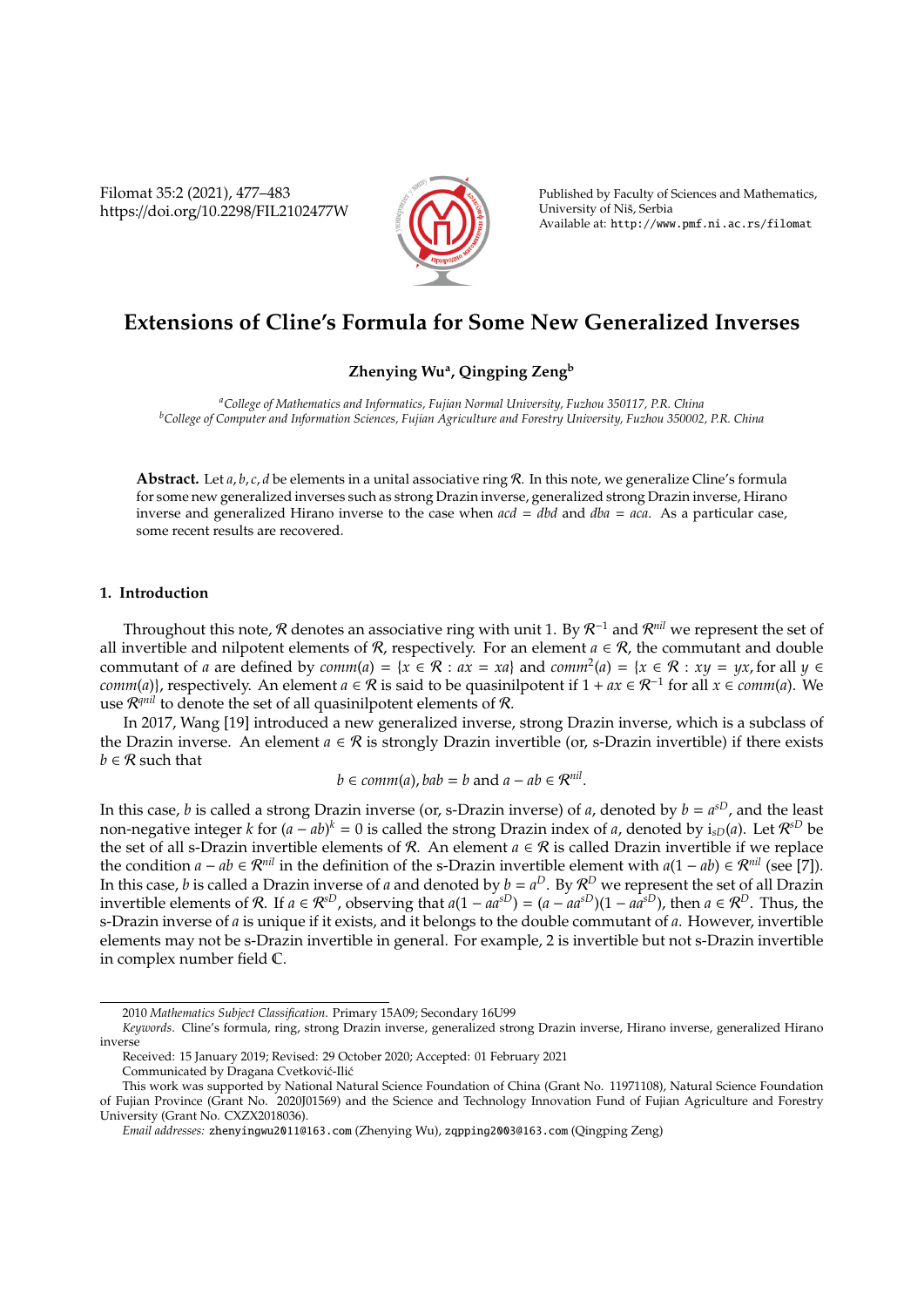# Extensions of Cline's Formula for Some New Generalized Inverses

**Zhenying Wu[a], Qingping Zeng[b]**

[a]*College of Mathematics and Informatics, Fujian Normal University, Fuzhou 350117, P.R. China*
[b]*College of Computer and Information Sciences, Fujian Agriculture and Forestry University, Fuzhou 350002, P.R. China*

**Abstract.** Let $a, b, c, d$ be elements in a unital associative ring $\mathcal{R}$. In this note, we generalize Cline's formula for some new generalized inverses such as strong Drazin inverse, generalized strong Drazin inverse, Hirano inverse and generalized Hirano inverse to the case when $acd = dbd$ and $dba = aca$. As a particular case, some recent results are recovered.

## 1. Introduction

Throughout this note, $\mathcal{R}$ denotes an associative ring with unit 1. By $\mathcal{R}^{-1}$ and $\mathcal{R}^{nil}$ we represent the set of all invertible and nilpotent elements of $\mathcal{R}$, respectively. For an element $a \in \mathcal{R}$, the commutant and double commutant of $a$ are defined by $comm(a) = \{x \in \mathcal{R} : ax = xa\}$ and $comm^2(a) = \{x \in \mathcal{R} : xy = yx, \text{for all } y \in comm(a)\}$, respectively. An element $a \in \mathcal{R}$ is said to be quasinilpotent if $1 + ax \in \mathcal{R}^{-1}$ for all $x \in comm(a)$. We use $\mathcal{R}^{qnil}$ to denote the set of all quasinilpotent elements of $\mathcal{R}$.

In 2017, Wang [19] introduced a new generalized inverse, strong Drazin inverse, which is a subclass of the Drazin inverse. An element $a \in \mathcal{R}$ is strongly Drazin invertible (or, s-Drazin invertible) if there exists $b \in \mathcal{R}$ such that

$$b \in comm(a), bab = b \text{ and } a - ab \in \mathcal{R}^{nil}.$$

In this case, $b$ is called a strong Drazin inverse (or, s-Drazin inverse) of $a$, denoted by $b = a^{sD}$, and the least non-negative integer $k$ for $(a - ab)^k = 0$ is called the strong Drazin index of $a$, denoted by $\mathrm{i}_{sD}(a)$. Let $\mathcal{R}^{sD}$ be the set of all s-Drazin invertible elements of $\mathcal{R}$. An element $a \in \mathcal{R}$ is called Drazin invertible if we replace the condition $a - ab \in \mathcal{R}^{nil}$ in the definition of the s-Drazin invertible element with $a(1 - ab) \in \mathcal{R}^{nil}$ (see [7]). In this case, $b$ is called a Drazin inverse of $a$ and denoted by $b = a^D$. By $\mathcal{R}^D$ we represent the set of all Drazin invertible elements of $\mathcal{R}$. If $a \in \mathcal{R}^{sD}$, observing that $a(1 - aa^{sD}) = (a - aa^{sD})(1 - aa^{sD})$, then $a \in \mathcal{R}^D$. Thus, the s-Drazin inverse of $a$ is unique if it exists, and it belongs to the double commutant of $a$. However, invertible elements may not be s-Drazin invertible in general. For example, 2 is invertible but not s-Drazin invertible in complex number field $\mathbb{C}$.

---

2010 *Mathematics Subject Classification*. Primary 15A09; Secondary 16U99

*Keywords*. Cline's formula, ring, strong Drazin inverse, generalized strong Drazin inverse, Hirano inverse, generalized Hirano inverse

Received: 15 January 2019; Revised: 29 October 2020; Accepted: 01 February 2021

Communicated by Dragana Cvetković-Ilić

This work was supported by National Natural Science Foundation of China (Grant No. 11971108), Natural Science Foundation of Fujian Province (Grant No. 2020J01569) and the Science and Technology Innovation Fund of Fujian Agriculture and Forestry University (Grant No. CXZX2018036).

*Email addresses:* zhenyingwu2011@163.com (Zhenying Wu), zqpping2003@163.com (Qingping Zeng)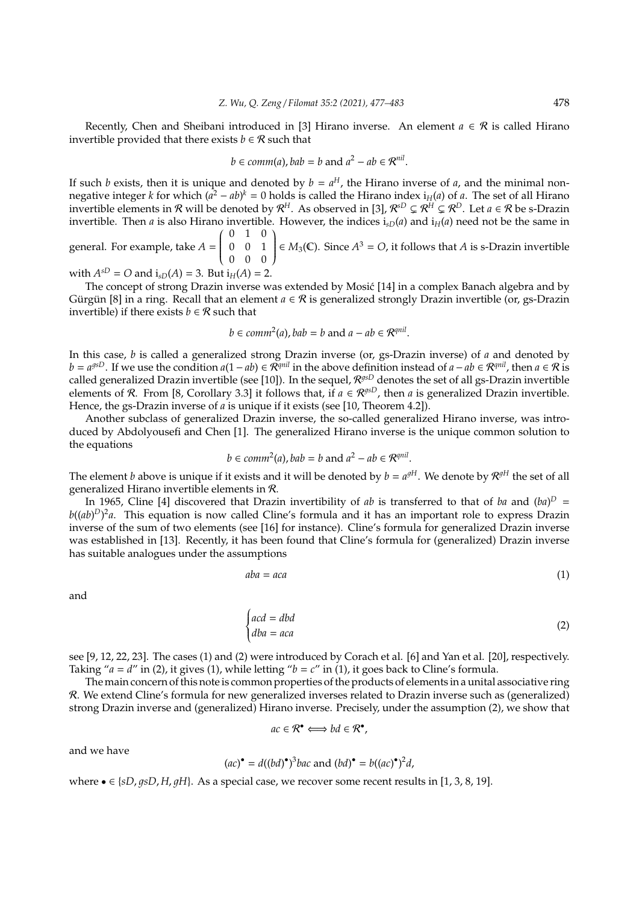Recently, Chen and Sheibani introduced in [3] Hirano inverse. An element $a \in \mathcal{R}$ is called Hirano invertible provided that there exists $b \in \mathcal{R}$ such that

$$b \in comm(a), bab = b \text{ and } a^2 - ab \in \mathcal{R}^{nil}.$$

If such $b$ exists, then it is unique and denoted by $b = a^H$, the Hirano inverse of $a$, and the minimal non-negative integer $k$ for which $(a^2 - ab)^k = 0$ holds is called the Hirano index $\mathrm{i}_H(a)$ of $a$. The set of all Hirano invertible elements in $\mathcal{R}$ will be denoted by $\mathcal{R}^H$. As observed in [3], $\mathcal{R}^{sD} \subsetneq \mathcal{R}^H \subsetneq \mathcal{R}^D$. Let $a \in \mathcal{R}$ be s-Drazin invertible. Then $a$ is also Hirano invertible. However, the indices $\mathrm{i}_{sD}(a)$ and $\mathrm{i}_H(a)$ need not be the same in general. For example, take $A = \begin{pmatrix} 0 & 1 & 0 \\ 0 & 0 & 1 \\ 0 & 0 & 0 \end{pmatrix} \in M_3(\mathbb{C})$. Since $A^3 = O$, it follows that $A$ is s-Drazin invertible with $A^{sD} = O$ and $\mathrm{i}_{sD}(A) = 3$. But $\mathrm{i}_H(A) = 2$.

The concept of strong Drazin inverse was extended by Mosić [14] in a complex Banach algebra and by Gürgün [8] in a ring. Recall that an element $a \in \mathcal{R}$ is generalized strongly Drazin invertible (or, gs-Drazin invertible) if there exists $b \in \mathcal{R}$ such that

$$b \in comm^2(a), bab = b \text{ and } a - ab \in \mathcal{R}^{qnil}.$$

In this case, $b$ is called a generalized strong Drazin inverse (or, gs-Drazin inverse) of $a$ and denoted by $b = a^{gsD}$. If we use the condition $a(1 - ab) \in \mathcal{R}^{qnil}$ in the above definition instead of $a - ab \in \mathcal{R}^{qnil}$, then $a \in \mathcal{R}$ is called generalized Drazin invertible (see [10]). In the sequel, $\mathcal{R}^{gsD}$ denotes the set of all gs-Drazin invertible elements of $\mathcal{R}$. From [8, Corollary 3.3] it follows that, if $a \in \mathcal{R}^{gsD}$, then $a$ is generalized Drazin invertible. Hence, the gs-Drazin inverse of $a$ is unique if it exists (see [10, Theorem 4.2]).

Another subclass of generalized Drazin inverse, the so-called generalized Hirano inverse, was introduced by Abdolyousefi and Chen [1]. The generalized Hirano inverse is the unique common solution to the equations

$$b \in comm^2(a), bab = b \text{ and } a^2 - ab \in \mathcal{R}^{qnil}.$$

The element $b$ above is unique if it exists and it will be denoted by $b = a^{gH}$. We denote by $\mathcal{R}^{gH}$ the set of all generalized Hirano invertible elements in $\mathcal{R}$.

In 1965, Cline [4] discovered that Drazin invertibility of $ab$ is transferred to that of $ba$ and $(ba)^D = b((ab)^D)^2a$. This equation is now called Cline's formula and it has an important role to express Drazin inverse of the sum of two elements (see [16] for instance). Cline's formula for generalized Drazin inverse was established in [13]. Recently, it has been found that Cline's formula for (generalized) Drazin inverse has suitable analogues under the assumptions

$$aba = aca \tag{1}$$

and

$$\begin{cases} acd = dbd \\ dba = aca \end{cases} \tag{2}$$

see [9, 12, 22, 23]. The cases (1) and (2) were introduced by Corach et al. [6] and Yan et al. [20], respectively. Taking "$a = d$" in (2), it gives (1), while letting "$b = c$" in (1), it goes back to Cline's formula.

The main concern of this note is common properties of the products of elements in a unital associative ring $\mathcal{R}$. We extend Cline's formula for new generalized inverses related to Drazin inverse such as (generalized) strong Drazin inverse and (generalized) Hirano inverse. Precisely, under the assumption (2), we show that

$$ac \in \mathcal{R}^\bullet \Longleftrightarrow bd \in \mathcal{R}^\bullet,$$

and we have

$$(ac)^\bullet = d((bd)^\bullet)^3bac \text{ and } (bd)^\bullet = b((ac)^\bullet)^2d,$$

where $\bullet \in \{sD, gsD, H, gH\}$. As a special case, we recover some recent results in [1, 3, 8, 19].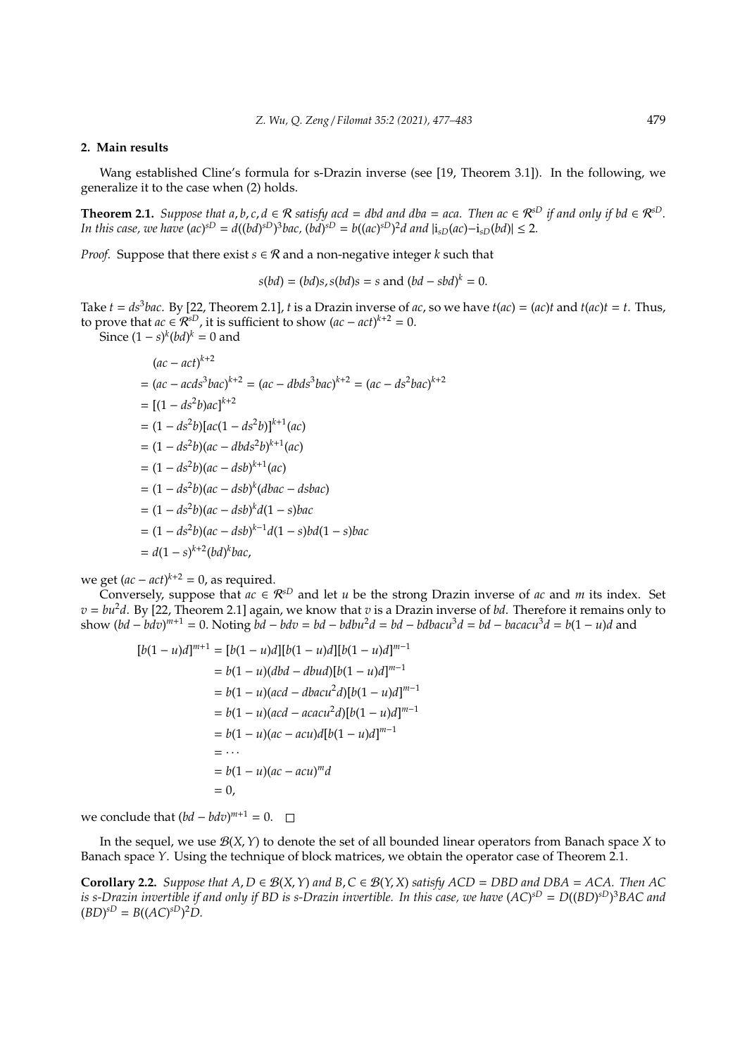## 2. Main results

Wang established Cline's formula for s-Drazin inverse (see [19, Theorem 3.1]). In the following, we generalize it to the case when (2) holds.

**Theorem 2.1.** *Suppose that $a, b, c, d \in \mathcal{R}$ satisfy $acd = dbd$ and $dba = aca$. Then $ac \in \mathcal{R}^{sD}$ if and only if $bd \in \mathcal{R}^{sD}$. In this case, we have $(ac)^{sD} = d((bd)^{sD})^3 bac$, $(bd)^{sD} = b((ac)^{sD})^2 d$ and $|\mathrm{i}_{sD}(ac) - \mathrm{i}_{sD}(bd)| \le 2$.*

*Proof.* Suppose that there exist $s \in \mathcal{R}$ and a non-negative integer $k$ such that

$$s(bd) = (bd)s, s(bd)s = s \text{ and } (bd - sbd)^k = 0.$$

Take $t = ds^3bac$. By [22, Theorem 2.1], $t$ is a Drazin inverse of $ac$, so we have $t(ac) = (ac)t$ and $t(ac)t = t$. Thus, to prove that $ac \in \mathcal{R}^{sD}$, it is sufficient to show $(ac - act)^{k+2} = 0$.

Since $(1-s)^k(bd)^k = 0$ and

$$\begin{aligned}
&(ac - act)^{k+2} \\
&= (ac - acds^3bac)^{k+2} = (ac - dbds^3bac)^{k+2} = (ac - ds^2bac)^{k+2} \\
&= [(1 - ds^2b)ac]^{k+2} \\
&= (1 - ds^2b)[ac(1 - ds^2b)]^{k+1}(ac) \\
&= (1 - ds^2b)(ac - dbds^2b)^{k+1}(ac) \\
&= (1 - ds^2b)(ac - dsb)^{k+1}(ac) \\
&= (1 - ds^2b)(ac - dsb)^k(dbac - dsbac) \\
&= (1 - ds^2b)(ac - dsb)^k d(1 - s)bac \\
&= (1 - ds^2b)(ac - dsb)^{k-1} d(1 - s)bd(1 - s)bac \\
&= d(1 - s)^{k+2}(bd)^k bac,
\end{aligned}$$

we get $(ac - act)^{k+2} = 0$, as required.

Conversely, suppose that $ac \in \mathcal{R}^{sD}$ and let $u$ be the strong Drazin inverse of $ac$ and $m$ its index. Set $v = bu^2d$. By [22, Theorem 2.1] again, we know that $v$ is a Drazin inverse of $bd$. Therefore it remains only to show $(bd - bdv)^{m+1} = 0$. Noting $bd - bdv = bd - bdbu^2d = bd - bdbacu^3d = bd - bacacu^3d = b(1 - u)d$ and

$$\begin{aligned}
[b(1-u)d]^{m+1} &= [b(1-u)d][b(1-u)d][b(1-u)d]^{m-1} \\
&= b(1-u)(dbd - dbud)[b(1-u)d]^{m-1} \\
&= b(1-u)(acd - dbacu^2d)[b(1-u)d]^{m-1} \\
&= b(1-u)(acd - acacu^2d)[b(1-u)d]^{m-1} \\
&= b(1-u)(ac - acu)d[b(1-u)d]^{m-1} \\
&= \cdots \\
&= b(1-u)(ac - acu)^m d \\
&= 0,
\end{aligned}$$

we conclude that $(bd - bdv)^{m+1} = 0$. $\square$

In the sequel, we use $\mathcal{B}(X, Y)$ to denote the set of all bounded linear operators from Banach space $X$ to Banach space $Y$. Using the technique of block matrices, we obtain the operator case of Theorem 2.1.

**Corollary 2.2.** *Suppose that $A, D \in \mathcal{B}(X, Y)$ and $B, C \in \mathcal{B}(Y, X)$ satisfy $ACD = DBD$ and $DBA = ACA$. Then $AC$ is s-Drazin invertible if and only if $BD$ is s-Drazin invertible. In this case, we have $(AC)^{sD} = D((BD)^{sD})^3 BAC$ and $(BD)^{sD} = B((AC)^{sD})^2 D$.*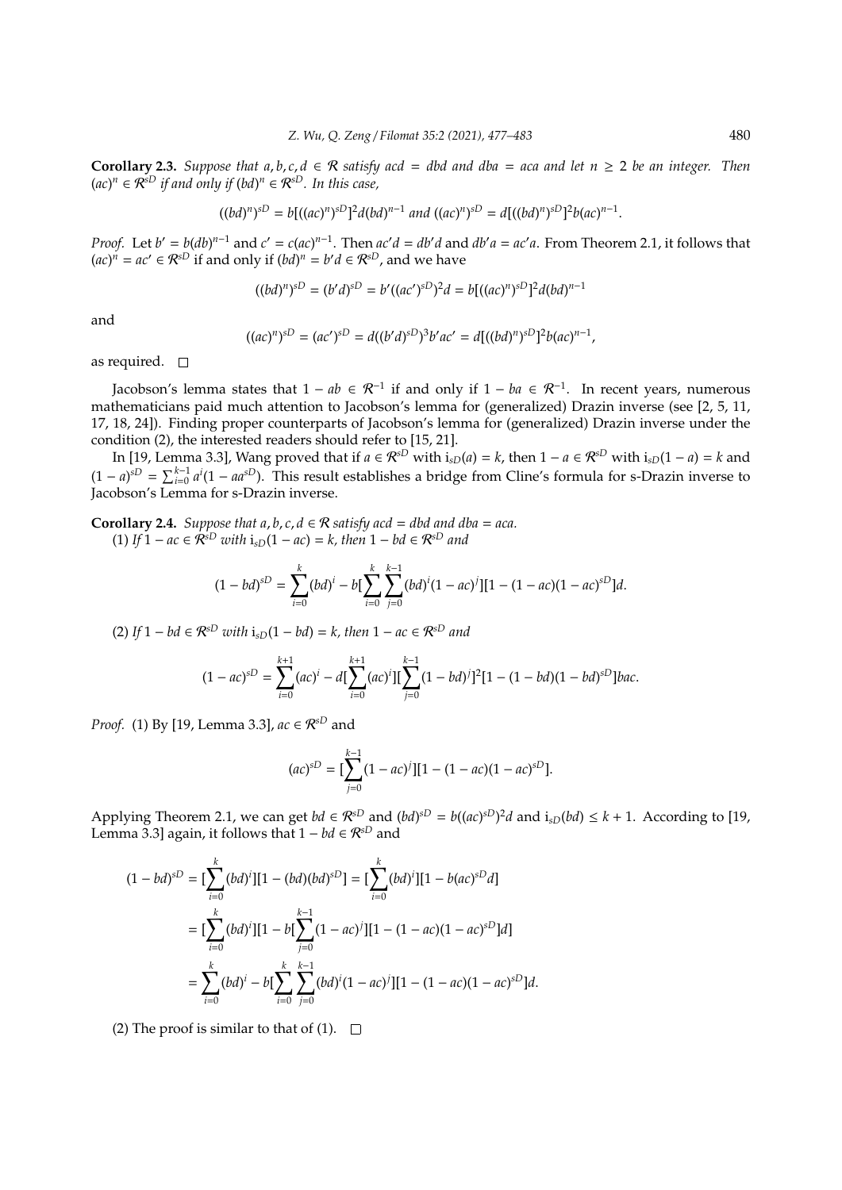**Corollary 2.3.** *Suppose that $a, b, c, d \in \mathcal{R}$ satisfy $acd = dbd$ and $dba = aca$ and let $n \geq 2$ be an integer. Then $(ac)^n \in \mathcal{R}^{sD}$ if and only if $(bd)^n \in \mathcal{R}^{sD}$. In this case,*

$$((bd)^n)^{sD} = b[((ac)^n)^{sD}]^2 d(bd)^{n-1} \text{ and } ((ac)^n)^{sD} = d[((bd)^n)^{sD}]^2 b(ac)^{n-1}.$$

*Proof.* Let $b' = b(db)^{n-1}$ and $c' = c(ac)^{n-1}$. Then $ac'd = db'd$ and $db'a = ac'a$. From Theorem 2.1, it follows that $(ac)^n = ac' \in \mathcal{R}^{sD}$ if and only if $(bd)^n = b'd \in \mathcal{R}^{sD}$, and we have

$$((bd)^n)^{sD} = (b'd)^{sD} = b'((ac')^{sD})^2 d = b[((ac)^n)^{sD}]^2 d(bd)^{n-1}$$

and

$$((ac)^n)^{sD} = (ac')^{sD} = d((b'd)^{sD})^3 b'ac' = d[((bd)^n)^{sD}]^2 b(ac)^{n-1},$$

as required. $\square$

Jacobson's lemma states that $1 - ab \in \mathcal{R}^{-1}$ if and only if $1 - ba \in \mathcal{R}^{-1}$. In recent years, numerous mathematicians paid much attention to Jacobson's lemma for (generalized) Drazin inverse (see [2, 5, 11, 17, 18, 24]). Finding proper counterparts of Jacobson's lemma for (generalized) Drazin inverse under the condition (2), the interested readers should refer to [15, 21].

In [19, Lemma 3.3], Wang proved that if $a \in \mathcal{R}^{sD}$ with $\mathrm{i}_{sD}(a) = k$, then $1 - a \in \mathcal{R}^{sD}$ with $\mathrm{i}_{sD}(1 - a) = k$ and $(1 - a)^{sD} = \sum_{i=0}^{k-1} a^i(1 - aa^{sD})$. This result establishes a bridge from Cline's formula for s-Drazin inverse to Jacobson's Lemma for s-Drazin inverse.

**Corollary 2.4.** *Suppose that $a, b, c, d \in \mathcal{R}$ satisfy $acd = dbd$ and $dba = aca$.*

(1) *If $1 - ac \in \mathcal{R}^{sD}$ with $\mathrm{i}_{sD}(1 - ac) = k$, then $1 - bd \in \mathcal{R}^{sD}$ and*

$$(1 - bd)^{sD} = \sum_{i=0}^{k}(bd)^i - b[\sum_{i=0}^{k}\sum_{j=0}^{k-1}(bd)^i(1 - ac)^j][1 - (1 - ac)(1 - ac)^{sD}]d.$$

(2) *If $1 - bd \in \mathcal{R}^{sD}$ with $\mathrm{i}_{sD}(1 - bd) = k$, then $1 - ac \in \mathcal{R}^{sD}$ and*

$$(1 - ac)^{sD} = \sum_{i=0}^{k+1}(ac)^i - d[\sum_{i=0}^{k+1}(ac)^i][\sum_{j=0}^{k-1}(1 - bd)^j]^2[1 - (1 - bd)(1 - bd)^{sD}]bac.$$

*Proof.* (1) By [19, Lemma 3.3], $ac \in \mathcal{R}^{sD}$ and

$$(ac)^{sD} = [\sum_{j=0}^{k-1}(1 - ac)^j][1 - (1 - ac)(1 - ac)^{sD}].$$

Applying Theorem 2.1, we can get $bd \in \mathcal{R}^{sD}$ and $(bd)^{sD} = b((ac)^{sD})^2 d$ and $\mathrm{i}_{sD}(bd) \leq k + 1$. According to [19, Lemma 3.3] again, it follows that $1 - bd \in \mathcal{R}^{sD}$ and

$$\begin{aligned}
(1 - bd)^{sD} &= [\sum_{i=0}^{k}(bd)^i][1 - (bd)(bd)^{sD}] = [\sum_{i=0}^{k}(bd)^i][1 - b(ac)^{sD}d] \\
&= [\sum_{i=0}^{k}(bd)^i][1 - b[\sum_{j=0}^{k-1}(1 - ac)^j][1 - (1 - ac)(1 - ac)^{sD}]d] \\
&= \sum_{i=0}^{k}(bd)^i - b[\sum_{i=0}^{k}\sum_{j=0}^{k-1}(bd)^i(1 - ac)^j][1 - (1 - ac)(1 - ac)^{sD}]d.
\end{aligned}$$

(2) The proof is similar to that of (1). $\square$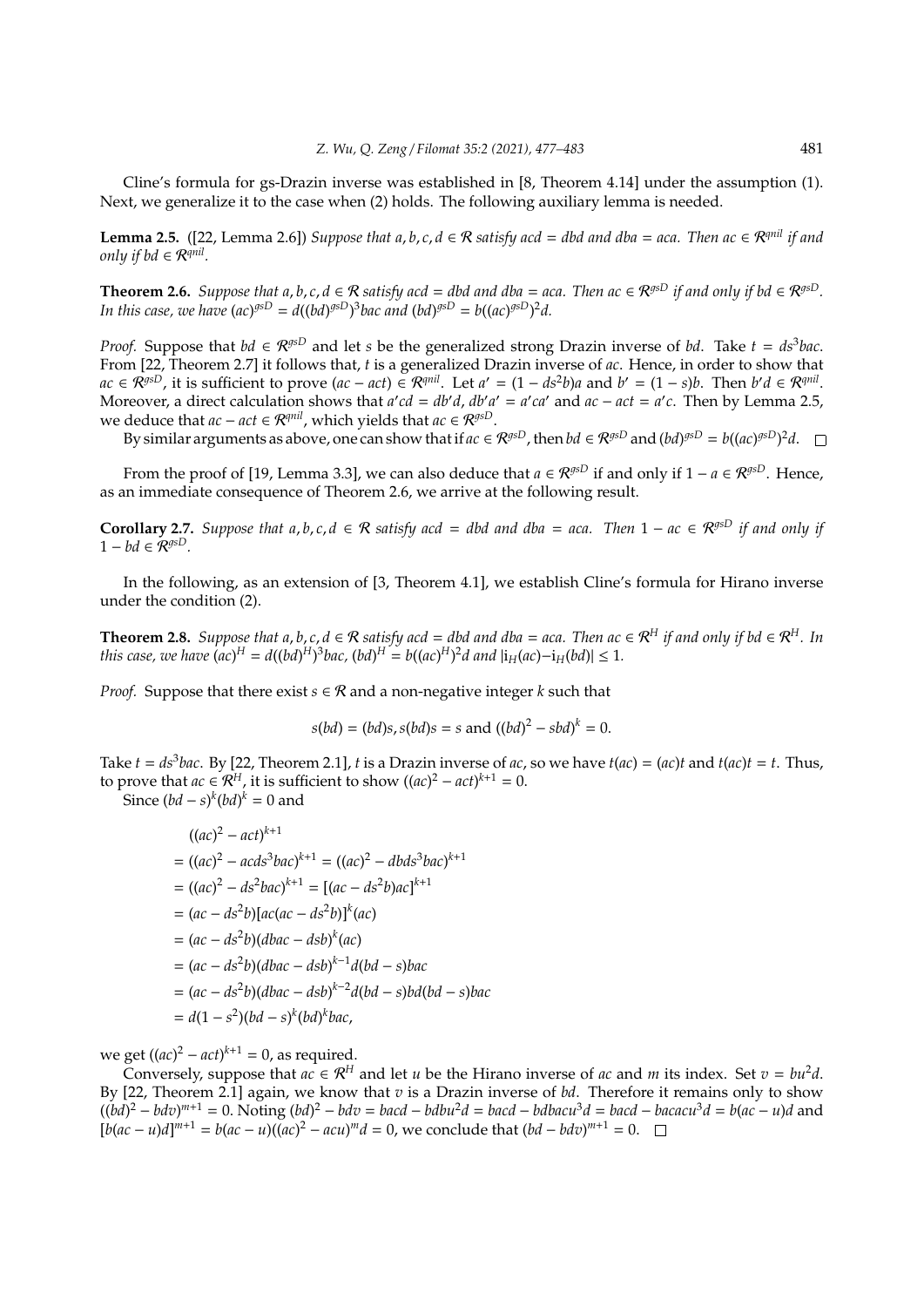Cline's formula for gs-Drazin inverse was established in [8, Theorem 4.14] under the assumption (1). Next, we generalize it to the case when (2) holds. The following auxiliary lemma is needed.

**Lemma 2.5.** ([22, Lemma 2.6]) *Suppose that $a, b, c, d \in \mathcal{R}$ satisfy $acd = dbd$ and $dba = aca$. Then $ac \in \mathcal{R}^{qnil}$ if and only if $bd \in \mathcal{R}^{qnil}$.*

**Theorem 2.6.** *Suppose that $a, b, c, d \in \mathcal{R}$ satisfy $acd = dbd$ and $dba = aca$. Then $ac \in \mathcal{R}^{gsD}$ if and only if $bd \in \mathcal{R}^{gsD}$. In this case, we have $(ac)^{gsD} = d((bd)^{gsD})^3 bac$ and $(bd)^{gsD} = b((ac)^{gsD})^2 d$.*

*Proof.* Suppose that $bd \in \mathcal{R}^{gsD}$ and let $s$ be the generalized strong Drazin inverse of $bd$. Take $t = ds^3bac$. From [22, Theorem 2.7] it follows that, $t$ is a generalized Drazin inverse of $ac$. Hence, in order to show that $ac \in \mathcal{R}^{gsD}$, it is sufficient to prove $(ac - act) \in \mathcal{R}^{qnil}$. Let $a' = (1 - ds^2b)a$ and $b' = (1 - s)b$. Then $b'd \in \mathcal{R}^{qnil}$. Moreover, a direct calculation shows that $a'cd = db'd$, $db'a' = a'ca'$ and $ac - act = a'c$. Then by Lemma 2.5, we deduce that $ac - act \in \mathcal{R}^{qnil}$, which yields that $ac \in \mathcal{R}^{gsD}$.

By similar arguments as above, one can show that if $ac \in \mathcal{R}^{gsD}$, then $bd \in \mathcal{R}^{gsD}$ and $(bd)^{gsD} = b((ac)^{gsD})^2 d$. □

From the proof of [19, Lemma 3.3], we can also deduce that $a \in \mathcal{R}^{gsD}$ if and only if $1 - a \in \mathcal{R}^{gsD}$. Hence, as an immediate consequence of Theorem 2.6, we arrive at the following result.

**Corollary 2.7.** *Suppose that $a, b, c, d \in \mathcal{R}$ satisfy $acd = dbd$ and $dba = aca$. Then $1 - ac \in \mathcal{R}^{gsD}$ if and only if $1 - bd \in \mathcal{R}^{gsD}$.*

In the following, as an extension of [3, Theorem 4.1], we establish Cline's formula for Hirano inverse under the condition (2).

**Theorem 2.8.** *Suppose that $a, b, c, d \in \mathcal{R}$ satisfy $acd = dbd$ and $dba = aca$. Then $ac \in \mathcal{R}^H$ if and only if $bd \in \mathcal{R}^H$. In this case, we have $(ac)^H = d((bd)^H)^3 bac$, $(bd)^H = b((ac)^H)^2 d$ and $|\mathrm{i}_H(ac) - \mathrm{i}_H(bd)| \leq 1$.*

*Proof.* Suppose that there exist $s \in \mathcal{R}$ and a non-negative integer $k$ such that

$$s(bd) = (bd)s, s(bd)s = s \text{ and } ((bd)^2 - sbd)^k = 0.$$

Take $t = ds^3bac$. By [22, Theorem 2.1], $t$ is a Drazin inverse of $ac$, so we have $t(ac) = (ac)t$ and $t(ac)t = t$. Thus, to prove that $ac \in \mathcal{R}^H$, it is sufficient to show $((ac)^2 - act)^{k+1} = 0$.

Since $(bd - s)^k (bd)^k = 0$ and

$$\begin{aligned}
&((ac)^2 - act)^{k+1} \\
&= ((ac)^2 - acds^3bac)^{k+1} = ((ac)^2 - dbds^3bac)^{k+1} \\
&= ((ac)^2 - ds^2bac)^{k+1} = [(ac - ds^2b)ac]^{k+1} \\
&= (ac - ds^2b)[ac(ac - ds^2b)]^k (ac) \\
&= (ac - ds^2b)(dbac - dsb)^k (ac) \\
&= (ac - ds^2b)(dbac - dsb)^{k-1} d(bd - s)bac \\
&= (ac - ds^2b)(dbac - dsb)^{k-2} d(bd - s)bd(bd - s)bac \\
&= d(1 - s^2)(bd - s)^k (bd)^k bac,
\end{aligned}$$

we get $((ac)^2 - act)^{k+1} = 0$, as required.

Conversely, suppose that $ac \in \mathcal{R}^H$ and let $u$ be the Hirano inverse of $ac$ and $m$ its index. Set $v = bu^2d$. By [22, Theorem 2.1] again, we know that $v$ is a Drazin inverse of $bd$. Therefore it remains only to show $((bd)^2 - bdv)^{m+1} = 0$. Noting $(bd)^2 - bdv = bacd - bdbu^2d = bacd - bdbacu^3d = bacd - bacacu^3d = b(ac - u)d$ and $[b(ac - u)d]^{m+1} = b(ac - u)((ac)^2 - acu)^m d = 0$, we conclude that $(bd - bdv)^{m+1} = 0$. □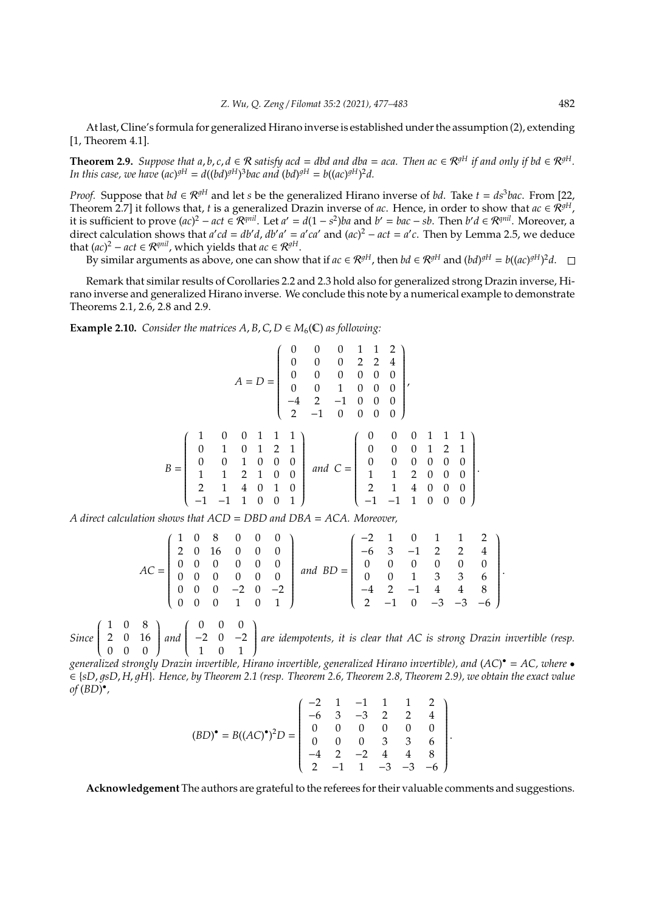At last, Cline's formula for generalized Hirano inverse is established under the assumption (2), extending [1, Theorem 4.1].

**Theorem 2.9.** *Suppose that $a, b, c, d \in \mathcal{R}$ satisfy $acd = dbd$ and $dba = aca$. Then $ac \in \mathcal{R}^{gH}$ if and only if $bd \in \mathcal{R}^{gH}$. In this case, we have $(ac)^{gH} = d((bd)^{gH})^3 bac$ and $(bd)^{gH} = b((ac)^{gH})^2 d$.*

*Proof.* Suppose that $bd \in \mathcal{R}^{gH}$ and let $s$ be the generalized Hirano inverse of $bd$. Take $t = ds^3bac$. From [22, Theorem 2.7] it follows that, $t$ is a generalized Drazin inverse of $ac$. Hence, in order to show that $ac \in \mathcal{R}^{gH}$, it is sufficient to prove $(ac)^2 - act \in \mathcal{R}^{qnil}$. Let $a' = d(1-s^2)ba$ and $b' = bac - sb$. Then $b'd \in \mathcal{R}^{qnil}$. Moreover, a direct calculation shows that $a'cd = db'd$, $db'a' = a'ca'$ and $(ac)^2 - act = a'c$. Then by Lemma 2.5, we deduce that $(ac)^2 - act \in \mathcal{R}^{qnil}$, which yields that $ac \in \mathcal{R}^{gH}$.

By similar arguments as above, one can show that if $ac \in \mathcal{R}^{gH}$, then $bd \in \mathcal{R}^{gH}$ and $(bd)^{gH} = b((ac)^{gH})^2 d$. $\square$

Remark that similar results of Corollaries 2.2 and 2.3 hold also for generalized strong Drazin inverse, Hirano inverse and generalized Hirano inverse. We conclude this note by a numerical example to demonstrate Theorems 2.1, 2.6, 2.8 and 2.9.

**Example 2.10.** *Consider the matrices $A, B, C, D \in M_6(\mathbb{C})$ as following:*

$$A = D = \begin{pmatrix} 0 & 0 & 0 & 1 & 1 & 2 \\ 0 & 0 & 0 & 2 & 2 & 4 \\ 0 & 0 & 0 & 0 & 0 & 0 \\ 0 & 0 & 1 & 0 & 0 & 0 \\ -4 & 2 & -1 & 0 & 0 & 0 \\ 2 & -1 & 0 & 0 & 0 & 0 \end{pmatrix},$$

$$B = \begin{pmatrix} 1 & 0 & 0 & 1 & 1 & 1 \\ 0 & 1 & 0 & 1 & 2 & 1 \\ 0 & 0 & 1 & 0 & 0 & 0 \\ 1 & 1 & 2 & 1 & 0 & 0 \\ 2 & 1 & 4 & 0 & 1 & 0 \\ -1 & -1 & 1 & 0 & 0 & 1 \end{pmatrix} \text{ and } C = \begin{pmatrix} 0 & 0 & 0 & 1 & 1 & 1 \\ 0 & 0 & 0 & 1 & 2 & 1 \\ 0 & 0 & 0 & 0 & 0 & 0 \\ 1 & 1 & 2 & 0 & 0 & 0 \\ 2 & 1 & 4 & 0 & 0 & 0 \\ -1 & -1 & 1 & 0 & 0 & 0 \end{pmatrix}.$$

*A direct calculation shows that $ACD = DBD$ and $DBA = ACA$. Moreover,*

$$AC = \begin{pmatrix} 1 & 0 & 8 & 0 & 0 & 0 \\ 2 & 0 & 16 & 0 & 0 & 0 \\ 0 & 0 & 0 & 0 & 0 & 0 \\ 0 & 0 & 0 & 0 & 0 & 0 \\ 0 & 0 & 0 & -2 & 0 & -2 \\ 0 & 0 & 0 & 1 & 0 & 1 \end{pmatrix} \text{ and } BD = \begin{pmatrix} -2 & 1 & 0 & 1 & 1 & 2 \\ -6 & 3 & -1 & 2 & 2 & 4 \\ 0 & 0 & 0 & 0 & 0 & 0 \\ 0 & 0 & 1 & 3 & 3 & 6 \\ -4 & 2 & -1 & 4 & 4 & 8 \\ 2 & -1 & 0 & -3 & -3 & -6 \end{pmatrix}.$$

*Since $\begin{pmatrix} 1 & 0 & 8 \\ 2 & 0 & 16 \\ 0 & 0 & 0 \end{pmatrix}$ and $\begin{pmatrix} 0 & 0 & 0 \\ -2 & 0 & -2 \\ 1 & 0 & 1 \end{pmatrix}$ are idempotents, it is clear that $AC$ is strong Drazin invertible (resp. generalized strongly Drazin invertible, Hirano invertible, generalized Hirano invertible), and $(AC)^\bullet = AC$, where $\bullet \in \{sD, gsD, H, gH\}$. Hence, by Theorem 2.1 (resp. Theorem 2.6, Theorem 2.8, Theorem 2.9), we obtain the exact value of $(BD)^\bullet$,*

$$(BD)^\bullet = B((AC)^\bullet)^2 D = \begin{pmatrix} -2 & 1 & -1 & 1 & 1 & 2 \\ -6 & 3 & -3 & 2 & 2 & 4 \\ 0 & 0 & 0 & 0 & 0 & 0 \\ 0 & 0 & 0 & 3 & 3 & 6 \\ -4 & 2 & -2 & 4 & 4 & 8 \\ 2 & -1 & 1 & -3 & -3 & -6 \end{pmatrix}.$$

**Acknowledgement** The authors are grateful to the referees for their valuable comments and suggestions.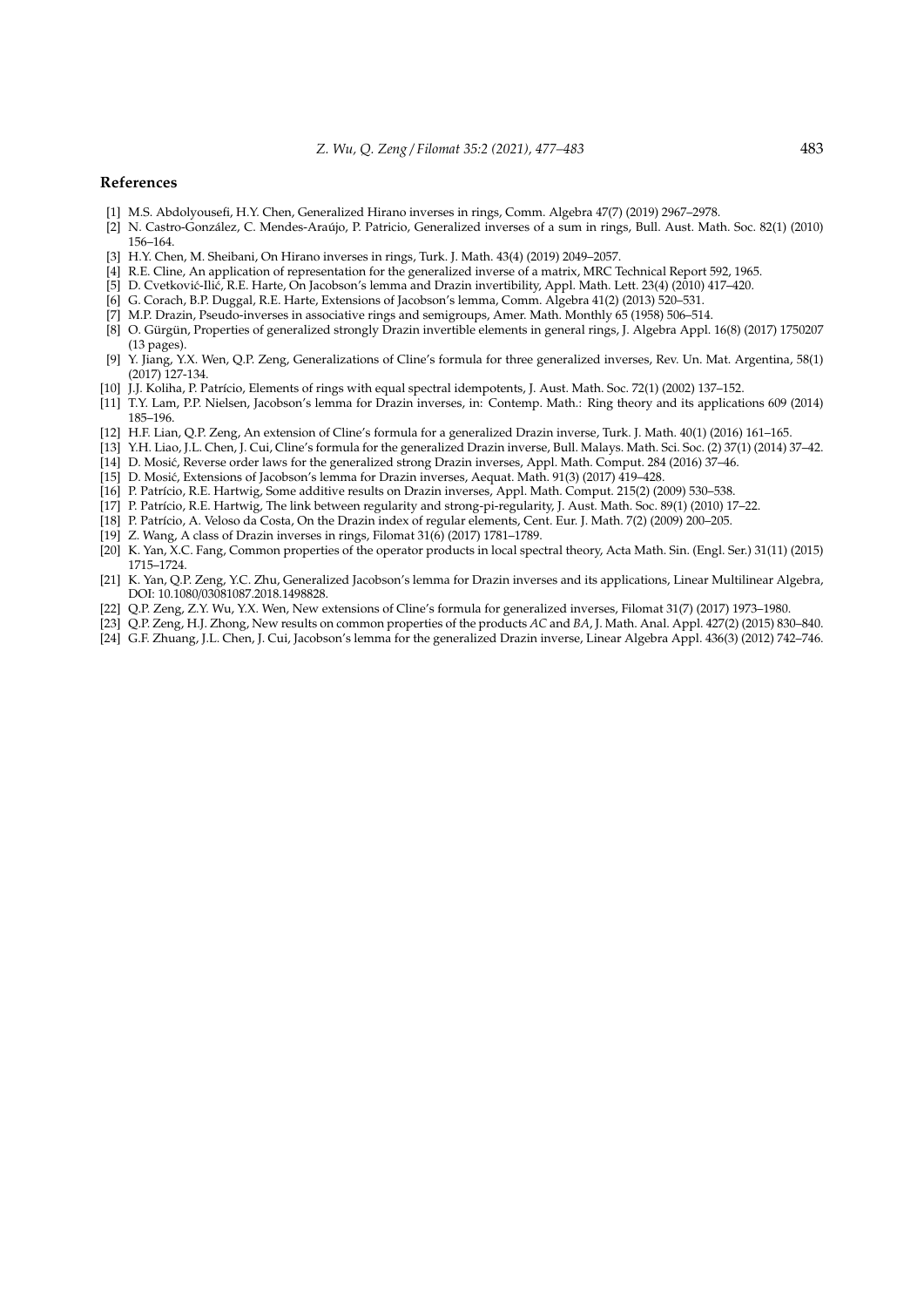## References

[1] M.S. Abdolyousefi, H.Y. Chen, Generalized Hirano inverses in rings, Comm. Algebra 47(7) (2019) 2967–2978.

[2] N. Castro-González, C. Mendes-Araújo, P. Patricio, Generalized inverses of a sum in rings, Bull. Aust. Math. Soc. 82(1) (2010) 156–164.

[3] H.Y. Chen, M. Sheibani, On Hirano inverses in rings, Turk. J. Math. 43(4) (2019) 2049–2057.

[4] R.E. Cline, An application of representation for the generalized inverse of a matrix, MRC Technical Report 592, 1965.

[5] D. Cvetković-Ilić, R.E. Harte, On Jacobson's lemma and Drazin invertibility, Appl. Math. Lett. 23(4) (2010) 417–420.

[6] G. Corach, B.P. Duggal, R.E. Harte, Extensions of Jacobson's lemma, Comm. Algebra 41(2) (2013) 520–531.

[7] M.P. Drazin, Pseudo-inverses in associative rings and semigroups, Amer. Math. Monthly 65 (1958) 506–514.

[8] O. Gürgün, Properties of generalized strongly Drazin invertible elements in general rings, J. Algebra Appl. 16(8) (2017) 1750207 (13 pages).

[9] Y. Jiang, Y.X. Wen, Q.P. Zeng, Generalizations of Cline's formula for three generalized inverses, Rev. Un. Mat. Argentina, 58(1) (2017) 127-134.

[10] J.J. Koliha, P. Patrício, Elements of rings with equal spectral idempotents, J. Aust. Math. Soc. 72(1) (2002) 137–152.

[11] T.Y. Lam, P.P. Nielsen, Jacobson's lemma for Drazin inverses, in: Contemp. Math.: Ring theory and its applications 609 (2014) 185–196.

[12] H.F. Lian, Q.P. Zeng, An extension of Cline's formula for a generalized Drazin inverse, Turk. J. Math. 40(1) (2016) 161–165.

[13] Y.H. Liao, J.L. Chen, J. Cui, Cline's formula for the generalized Drazin inverse, Bull. Malays. Math. Sci. Soc. (2) 37(1) (2014) 37–42.

[14] D. Mosić, Reverse order laws for the generalized strong Drazin inverses, Appl. Math. Comput. 284 (2016) 37–46.

[15] D. Mosić, Extensions of Jacobson's lemma for Drazin inverses, Aequat. Math. 91(3) (2017) 419–428.

[16] P. Patrício, R.E. Hartwig, Some additive results on Drazin inverses, Appl. Math. Comput. 215(2) (2009) 530–538.

[17] P. Patrício, R.E. Hartwig, The link between regularity and strong-pi-regularity, J. Aust. Math. Soc. 89(1) (2010) 17–22.

[18] P. Patrício, A. Veloso da Costa, On the Drazin index of regular elements, Cent. Eur. J. Math. 7(2) (2009) 200–205.

[19] Z. Wang, A class of Drazin inverses in rings, Filomat 31(6) (2017) 1781–1789.

[20] K. Yan, X.C. Fang, Common properties of the operator products in local spectral theory, Acta Math. Sin. (Engl. Ser.) 31(11) (2015) 1715–1724.

[21] K. Yan, Q.P. Zeng, Y.C. Zhu, Generalized Jacobson's lemma for Drazin inverses and its applications, Linear Multilinear Algebra, DOI: 10.1080/03081087.2018.1498828.

[22] Q.P. Zeng, Z.Y. Wu, Y.X. Wen, New extensions of Cline's formula for generalized inverses, Filomat 31(7) (2017) 1973–1980.

[23] Q.P. Zeng, H.J. Zhong, New results on common properties of the products *AC* and *BA*, J. Math. Anal. Appl. 427(2) (2015) 830–840.

[24] G.F. Zhuang, J.L. Chen, J. Cui, Jacobson's lemma for the generalized Drazin inverse, Linear Algebra Appl. 436(3) (2012) 742–746.